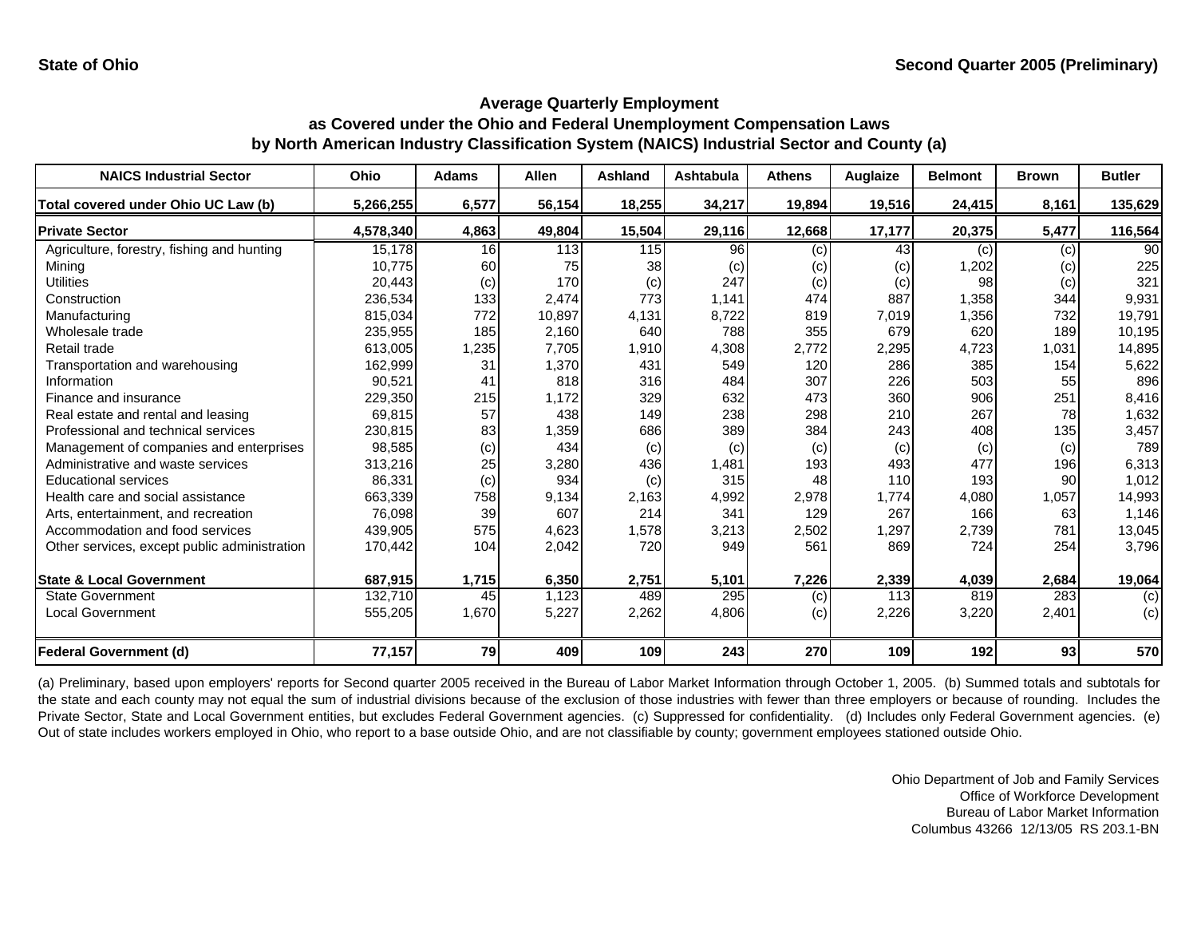State of Ohio

Second Quarter 2005 (Preliminary)

## Average Quarterly Employment as Covered under the Ohio and Federal Unemployment Compensation Laws by North American Industry Classification System (NAICS) Industrial Sector and County (a)

| NAICS Industrial Sector | Ohio | Adams | Allen | Ashland | Ashtabula | Athens | Auglaize | Belmont | Brown | Butler |
|---|---|---|---|---|---|---|---|---|---|---|
| **Total covered under Ohio UC Law (b)** | **5,266,255** | **6,577** | **56,154** | **18,255** | **34,217** | **19,894** | **19,516** | **24,415** | **8,161** | **135,629** |
| **Private Sector** | **4,578,340** | **4,863** | **49,804** | **15,504** | **29,116** | **12,668** | **17,177** | **20,375** | **5,477** | **116,564** |
| Agriculture, forestry, fishing and hunting | 15,178 | 16 | 113 | 115 | 96 | (c) | 43 | (c) | (c) | 90 |
| Mining | 10,775 | 60 | 75 | 38 | (c) | (c) | (c) | 1,202 | (c) | 225 |
| Utilities | 20,443 | (c) | 170 | (c) | 247 | (c) | (c) | 98 | (c) | 321 |
| Construction | 236,534 | 133 | 2,474 | 773 | 1,141 | 474 | 887 | 1,358 | 344 | 9,931 |
| Manufacturing | 815,034 | 772 | 10,897 | 4,131 | 8,722 | 819 | 7,019 | 1,356 | 732 | 19,791 |
| Wholesale trade | 235,955 | 185 | 2,160 | 640 | 788 | 355 | 679 | 620 | 189 | 10,195 |
| Retail trade | 613,005 | 1,235 | 7,705 | 1,910 | 4,308 | 2,772 | 2,295 | 4,723 | 1,031 | 14,895 |
| Transportation and warehousing | 162,999 | 31 | 1,370 | 431 | 549 | 120 | 286 | 385 | 154 | 5,622 |
| Information | 90,521 | 41 | 818 | 316 | 484 | 307 | 226 | 503 | 55 | 896 |
| Finance and insurance | 229,350 | 215 | 1,172 | 329 | 632 | 473 | 360 | 906 | 251 | 8,416 |
| Real estate and rental and leasing | 69,815 | 57 | 438 | 149 | 238 | 298 | 210 | 267 | 78 | 1,632 |
| Professional and technical services | 230,815 | 83 | 1,359 | 686 | 389 | 384 | 243 | 408 | 135 | 3,457 |
| Management of companies and enterprises | 98,585 | (c) | 434 | (c) | (c) | (c) | (c) | (c) | (c) | 789 |
| Administrative and waste services | 313,216 | 25 | 3,280 | 436 | 1,481 | 193 | 493 | 477 | 196 | 6,313 |
| Educational services | 86,331 | (c) | 934 | (c) | 315 | 48 | 110 | 193 | 90 | 1,012 |
| Health care and social assistance | 663,339 | 758 | 9,134 | 2,163 | 4,992 | 2,978 | 1,774 | 4,080 | 1,057 | 14,993 |
| Arts, entertainment, and recreation | 76,098 | 39 | 607 | 214 | 341 | 129 | 267 | 166 | 63 | 1,146 |
| Accommodation and food services | 439,905 | 575 | 4,623 | 1,578 | 3,213 | 2,502 | 1,297 | 2,739 | 781 | 13,045 |
| Other services, except public administration | 170,442 | 104 | 2,042 | 720 | 949 | 561 | 869 | 724 | 254 | 3,796 |
| **State & Local Government** | **687,915** | **1,715** | **6,350** | **2,751** | **5,101** | **7,226** | **2,339** | **4,039** | **2,684** | **19,064** |
| State Government | 132,710 | 45 | 1,123 | 489 | 295 | (c) | 113 | 819 | 283 | (c) |
| Local Government | 555,205 | 1,670 | 5,227 | 2,262 | 4,806 | (c) | 2,226 | 3,220 | 2,401 | (c) |
| **Federal Government (d)** | **77,157** | **79** | **409** | **109** | **243** | **270** | **109** | **192** | **93** | **570** |

(a) Preliminary, based upon employers' reports for Second quarter 2005 received in the Bureau of Labor Market Information through October 1, 2005. (b) Summed totals and subtotals for the state and each county may not equal the sum of industrial divisions because of the exclusion of those industries with fewer than three employers or because of rounding. Includes the Private Sector, State and Local Government entities, but excludes Federal Government agencies. (c) Suppressed for confidentiality. (d) Includes only Federal Government agencies. (e) Out of state includes workers employed in Ohio, who report to a base outside Ohio, and are not classifiable by county; government employees stationed outside Ohio.

Ohio Department of Job and Family Services
Office of Workforce Development
Bureau of Labor Market Information
Columbus 43266 12/13/05 RS 203.1-BN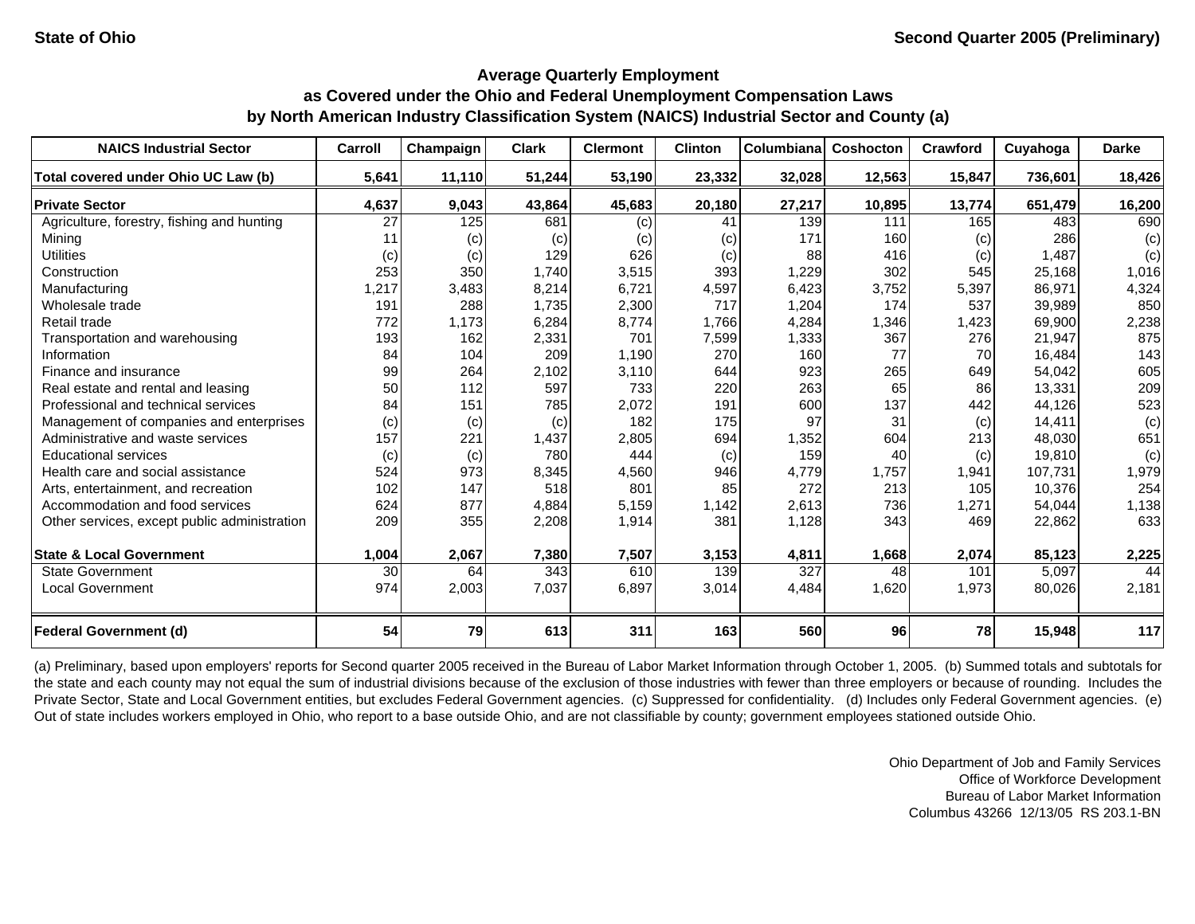State of Ohio

Second Quarter 2005 (Preliminary)

## Average Quarterly Employment as Covered under the Ohio and Federal Unemployment Compensation Laws by North American Industry Classification System (NAICS) Industrial Sector and County (a)

| NAICS Industrial Sector | Carroll | Champaign | Clark | Clermont | Clinton | Columbiana | Coshocton | Crawford | Cuyahoga | Darke |
|---|---|---|---|---|---|---|---|---|---|---|
| **Total covered under Ohio UC Law (b)** | **5,641** | **11,110** | **51,244** | **53,190** | **23,332** | **32,028** | **12,563** | **15,847** | **736,601** | **18,426** |
| **Private Sector** | **4,637** | **9,043** | **43,864** | **45,683** | **20,180** | **27,217** | **10,895** | **13,774** | **651,479** | **16,200** |
| Agriculture, forestry, fishing and hunting | 27 | 125 | 681 | (c) | 41 | 139 | 111 | 165 | 483 | 690 |
| Mining | 11 | (c) | (c) | (c) | (c) | 171 | 160 | (c) | 286 | (c) |
| Utilities | (c) | (c) | 129 | 626 | (c) | 88 | 416 | (c) | 1,487 | (c) |
| Construction | 253 | 350 | 1,740 | 3,515 | 393 | 1,229 | 302 | 545 | 25,168 | 1,016 |
| Manufacturing | 1,217 | 3,483 | 8,214 | 6,721 | 4,597 | 6,423 | 3,752 | 5,397 | 86,971 | 4,324 |
| Wholesale trade | 191 | 288 | 1,735 | 2,300 | 717 | 1,204 | 174 | 537 | 39,989 | 850 |
| Retail trade | 772 | 1,173 | 6,284 | 8,774 | 1,766 | 4,284 | 1,346 | 1,423 | 69,900 | 2,238 |
| Transportation and warehousing | 193 | 162 | 2,331 | 701 | 7,599 | 1,333 | 367 | 276 | 21,947 | 875 |
| Information | 84 | 104 | 209 | 1,190 | 270 | 160 | 77 | 70 | 16,484 | 143 |
| Finance and insurance | 99 | 264 | 2,102 | 3,110 | 644 | 923 | 265 | 649 | 54,042 | 605 |
| Real estate and rental and leasing | 50 | 112 | 597 | 733 | 220 | 263 | 65 | 86 | 13,331 | 209 |
| Professional and technical services | 84 | 151 | 785 | 2,072 | 191 | 600 | 137 | 442 | 44,126 | 523 |
| Management of companies and enterprises | (c) | (c) | (c) | 182 | 175 | 97 | 31 | (c) | 14,411 | (c) |
| Administrative and waste services | 157 | 221 | 1,437 | 2,805 | 694 | 1,352 | 604 | 213 | 48,030 | 651 |
| Educational services | (c) | (c) | 780 | 444 | (c) | 159 | 40 | (c) | 19,810 | (c) |
| Health care and social assistance | 524 | 973 | 8,345 | 4,560 | 946 | 4,779 | 1,757 | 1,941 | 107,731 | 1,979 |
| Arts, entertainment, and recreation | 102 | 147 | 518 | 801 | 85 | 272 | 213 | 105 | 10,376 | 254 |
| Accommodation and food services | 624 | 877 | 4,884 | 5,159 | 1,142 | 2,613 | 736 | 1,271 | 54,044 | 1,138 |
| Other services, except public administration | 209 | 355 | 2,208 | 1,914 | 381 | 1,128 | 343 | 469 | 22,862 | 633 |
| **State & Local Government** | **1,004** | **2,067** | **7,380** | **7,507** | **3,153** | **4,811** | **1,668** | **2,074** | **85,123** | **2,225** |
| State Government | 30 | 64 | 343 | 610 | 139 | 327 | 48 | 101 | 5,097 | 44 |
| Local Government | 974 | 2,003 | 7,037 | 6,897 | 3,014 | 4,484 | 1,620 | 1,973 | 80,026 | 2,181 |
| **Federal Government (d)** | **54** | **79** | **613** | **311** | **163** | **560** | **96** | **78** | **15,948** | **117** |

(a) Preliminary, based upon employers' reports for Second quarter 2005 received in the Bureau of Labor Market Information through October 1, 2005. (b) Summed totals and subtotals for the state and each county may not equal the sum of industrial divisions because of the exclusion of those industries with fewer than three employers or because of rounding. Includes the Private Sector, State and Local Government entities, but excludes Federal Government agencies. (c) Suppressed for confidentiality. (d) Includes only Federal Government agencies. (e) Out of state includes workers employed in Ohio, who report to a base outside Ohio, and are not classifiable by county; government employees stationed outside Ohio.

Ohio Department of Job and Family Services
Office of Workforce Development
Bureau of Labor Market Information
Columbus 43266 12/13/05 RS 203.1-BN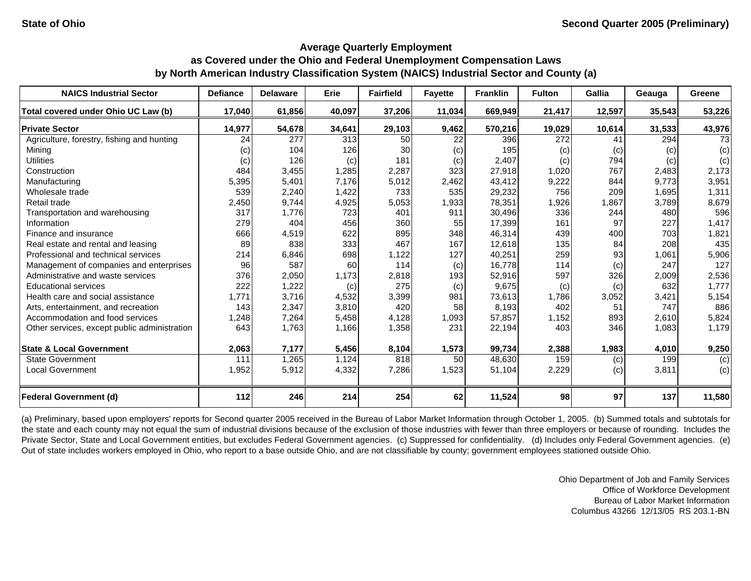State of Ohio — Second Quarter 2005 (Preliminary)

## Average Quarterly Employment as Covered under the Ohio and Federal Unemployment Compensation Laws by North American Industry Classification System (NAICS) Industrial Sector and County (a)

| NAICS Industrial Sector | Defiance | Delaware | Erie | Fairfield | Fayette | Franklin | Fulton | Gallia | Geauga | Greene |
|---|---|---|---|---|---|---|---|---|---|---|
| **Total covered under Ohio UC Law (b)** | **17,040** | **61,856** | **40,097** | **37,206** | **11,034** | **669,949** | **21,417** | **12,597** | **35,543** | **53,226** |
| **Private Sector** | **14,977** | **54,678** | **34,641** | **29,103** | **9,462** | **570,216** | **19,029** | **10,614** | **31,533** | **43,976** |
| Agriculture, forestry, fishing and hunting | 24 | 277 | 313 | 50 | 22 | 396 | 272 | 41 | 294 | 73 |
| Mining | (c) | 104 | 126 | 30 | (c) | 195 | (c) | (c) | (c) | (c) |
| Utilities | (c) | 126 | (c) | 181 | (c) | 2,407 | (c) | 794 | (c) | (c) |
| Construction | 484 | 3,455 | 1,285 | 2,287 | 323 | 27,918 | 1,020 | 767 | 2,483 | 2,173 |
| Manufacturing | 5,395 | 5,401 | 7,176 | 5,012 | 2,462 | 43,412 | 9,222 | 844 | 9,773 | 3,951 |
| Wholesale trade | 539 | 2,240 | 1,422 | 733 | 535 | 29,232 | 756 | 209 | 1,695 | 1,311 |
| Retail trade | 2,450 | 9,744 | 4,925 | 5,053 | 1,933 | 78,351 | 1,926 | 1,867 | 3,789 | 8,679 |
| Transportation and warehousing | 317 | 1,776 | 723 | 401 | 911 | 30,496 | 336 | 244 | 480 | 596 |
| Information | 279 | 404 | 456 | 360 | 55 | 17,399 | 161 | 97 | 227 | 1,417 |
| Finance and insurance | 666 | 4,519 | 622 | 895 | 348 | 46,314 | 439 | 400 | 703 | 1,821 |
| Real estate and rental and leasing | 89 | 838 | 333 | 467 | 167 | 12,618 | 135 | 84 | 208 | 435 |
| Professional and technical services | 214 | 6,846 | 698 | 1,122 | 127 | 40,251 | 259 | 93 | 1,061 | 5,906 |
| Management of companies and enterprises | 96 | 587 | 60 | 114 | (c) | 16,778 | 114 | (c) | 247 | 127 |
| Administrative and waste services | 376 | 2,050 | 1,173 | 2,818 | 193 | 52,916 | 597 | 326 | 2,009 | 2,536 |
| Educational services | 222 | 1,222 | (c) | 275 | (c) | 9,675 | (c) | (c) | 632 | 1,777 |
| Health care and social assistance | 1,771 | 3,716 | 4,532 | 3,399 | 981 | 73,613 | 1,786 | 3,052 | 3,421 | 5,154 |
| Arts, entertainment, and recreation | 143 | 2,347 | 3,810 | 420 | 58 | 8,193 | 402 | 51 | 747 | 886 |
| Accommodation and food services | 1,248 | 7,264 | 5,458 | 4,128 | 1,093 | 57,857 | 1,152 | 893 | 2,610 | 5,824 |
| Other services, except public administration | 643 | 1,763 | 1,166 | 1,358 | 231 | 22,194 | 403 | 346 | 1,083 | 1,179 |
| **State & Local Government** | **2,063** | **7,177** | **5,456** | **8,104** | **1,573** | **99,734** | **2,388** | **1,983** | **4,010** | **9,250** |
| State Government | 111 | 1,265 | 1,124 | 818 | 50 | 48,630 | 159 | (c) | 199 | (c) |
| Local Government | 1,952 | 5,912 | 4,332 | 7,286 | 1,523 | 51,104 | 2,229 | (c) | 3,811 | (c) |
| **Federal Government (d)** | **112** | **246** | **214** | **254** | **62** | **11,524** | **98** | **97** | **137** | **11,580** |

(a) Preliminary, based upon employers' reports for Second quarter 2005 received in the Bureau of Labor Market Information through October 1, 2005. (b) Summed totals and subtotals for the state and each county may not equal the sum of industrial divisions because of the exclusion of those industries with fewer than three employers or because of rounding. Includes the Private Sector, State and Local Government entities, but excludes Federal Government agencies. (c) Suppressed for confidentiality. (d) Includes only Federal Government agencies. (e) Out of state includes workers employed in Ohio, who report to a base outside Ohio, and are not classifiable by county; government employees stationed outside Ohio.

Ohio Department of Job and Family Services
Office of Workforce Development
Bureau of Labor Market Information
Columbus 43266 12/13/05 RS 203.1-BN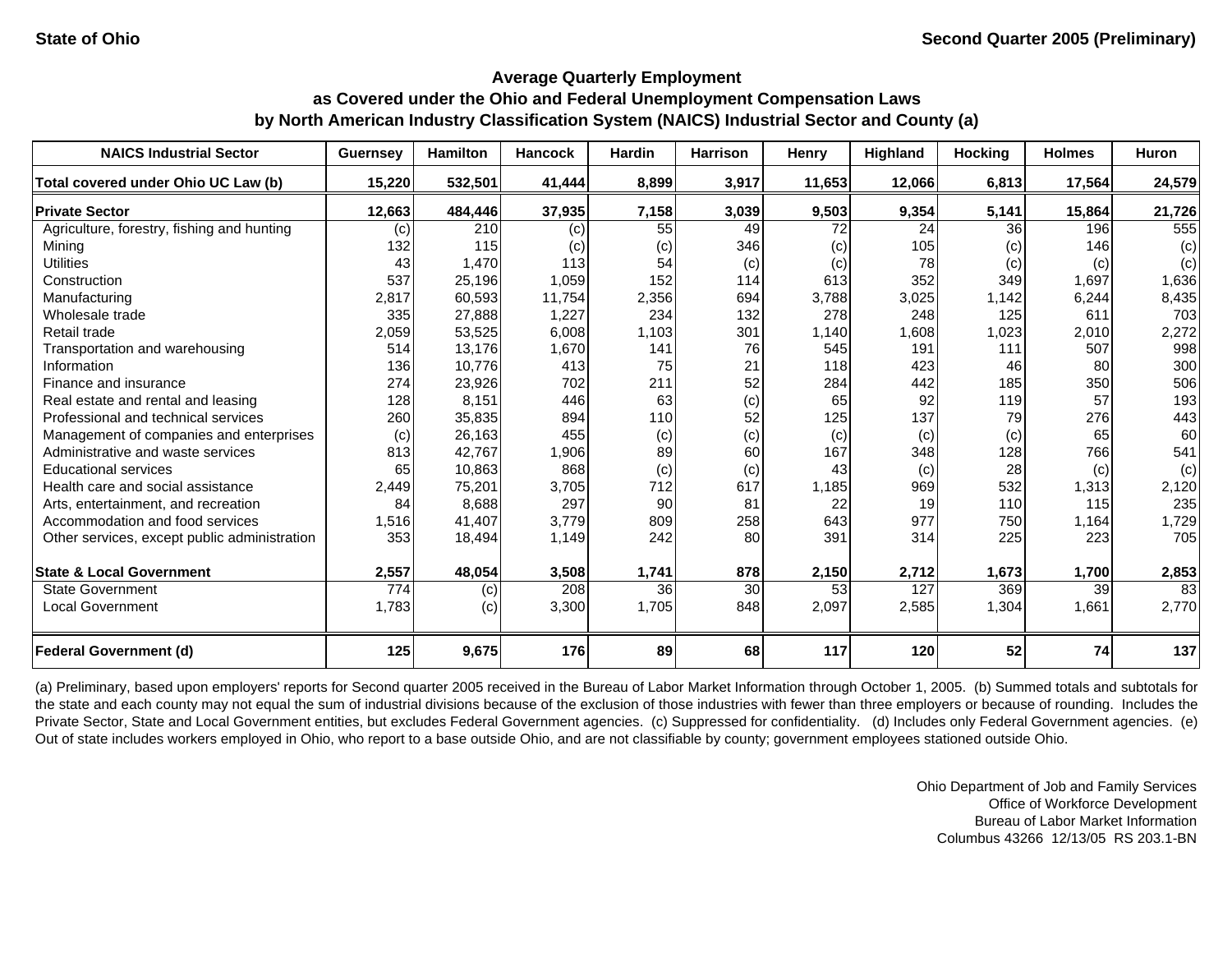State of Ohio

Second Quarter 2005 (Preliminary)

### Average Quarterly Employment
### as Covered under the Ohio and Federal Unemployment Compensation Laws
### by North American Industry Classification System (NAICS) Industrial Sector and County (a)

| NAICS Industrial Sector | Guernsey | Hamilton | Hancock | Hardin | Harrison | Henry | Highland | Hocking | Holmes | Huron |
|---|---|---|---|---|---|---|---|---|---|---|
| **Total covered under Ohio UC Law (b)** | **15,220** | **532,501** | **41,444** | **8,899** | **3,917** | **11,653** | **12,066** | **6,813** | **17,564** | **24,579** |
| **Private Sector** | **12,663** | **484,446** | **37,935** | **7,158** | **3,039** | **9,503** | **9,354** | **5,141** | **15,864** | **21,726** |
| Agriculture, forestry, fishing and hunting | (c) | 210 | (c) | 55 | 49 | 72 | 24 | 36 | 196 | 555 |
| Mining | 132 | 115 | (c) | (c) | 346 | (c) | 105 | (c) | 146 | (c) |
| Utilities | 43 | 1,470 | 113 | 54 | (c) | (c) | 78 | (c) | (c) | (c) |
| Construction | 537 | 25,196 | 1,059 | 152 | 114 | 613 | 352 | 349 | 1,697 | 1,636 |
| Manufacturing | 2,817 | 60,593 | 11,754 | 2,356 | 694 | 3,788 | 3,025 | 1,142 | 6,244 | 8,435 |
| Wholesale trade | 335 | 27,888 | 1,227 | 234 | 132 | 278 | 248 | 125 | 611 | 703 |
| Retail trade | 2,059 | 53,525 | 6,008 | 1,103 | 301 | 1,140 | 1,608 | 1,023 | 2,010 | 2,272 |
| Transportation and warehousing | 514 | 13,176 | 1,670 | 141 | 76 | 545 | 191 | 111 | 507 | 998 |
| Information | 136 | 10,776 | 413 | 75 | 21 | 118 | 423 | 46 | 80 | 300 |
| Finance and insurance | 274 | 23,926 | 702 | 211 | 52 | 284 | 442 | 185 | 350 | 506 |
| Real estate and rental and leasing | 128 | 8,151 | 446 | 63 | (c) | 65 | 92 | 119 | 57 | 193 |
| Professional and technical services | 260 | 35,835 | 894 | 110 | 52 | 125 | 137 | 79 | 276 | 443 |
| Management of companies and enterprises | (c) | 26,163 | 455 | (c) | (c) | (c) | (c) | (c) | 65 | 60 |
| Administrative and waste services | 813 | 42,767 | 1,906 | 89 | 60 | 167 | 348 | 128 | 766 | 541 |
| Educational services | 65 | 10,863 | 868 | (c) | (c) | 43 | (c) | 28 | (c) | (c) |
| Health care and social assistance | 2,449 | 75,201 | 3,705 | 712 | 617 | 1,185 | 969 | 532 | 1,313 | 2,120 |
| Arts, entertainment, and recreation | 84 | 8,688 | 297 | 90 | 81 | 22 | 19 | 110 | 115 | 235 |
| Accommodation and food services | 1,516 | 41,407 | 3,779 | 809 | 258 | 643 | 977 | 750 | 1,164 | 1,729 |
| Other services, except public administration | 353 | 18,494 | 1,149 | 242 | 80 | 391 | 314 | 225 | 223 | 705 |
| **State & Local Government** | **2,557** | **48,054** | **3,508** | **1,741** | **878** | **2,150** | **2,712** | **1,673** | **1,700** | **2,853** |
| State Government | 774 | (c) | 208 | 36 | 30 | 53 | 127 | 369 | 39 | 83 |
| Local Government | 1,783 | (c) | 3,300 | 1,705 | 848 | 2,097 | 2,585 | 1,304 | 1,661 | 2,770 |
| **Federal Government (d)** | **125** | **9,675** | **176** | **89** | **68** | **117** | **120** | **52** | **74** | **137** |

(a) Preliminary, based upon employers' reports for Second quarter 2005 received in the Bureau of Labor Market Information through October 1, 2005. (b) Summed totals and subtotals for the state and each county may not equal the sum of industrial divisions because of the exclusion of those industries with fewer than three employers or because of rounding. Includes the Private Sector, State and Local Government entities, but excludes Federal Government agencies. (c) Suppressed for confidentiality. (d) Includes only Federal Government agencies. (e) Out of state includes workers employed in Ohio, who report to a base outside Ohio, and are not classifiable by county; government employees stationed outside Ohio.

Ohio Department of Job and Family Services
Office of Workforce Development
Bureau of Labor Market Information
Columbus 43266 12/13/05 RS 203.1-BN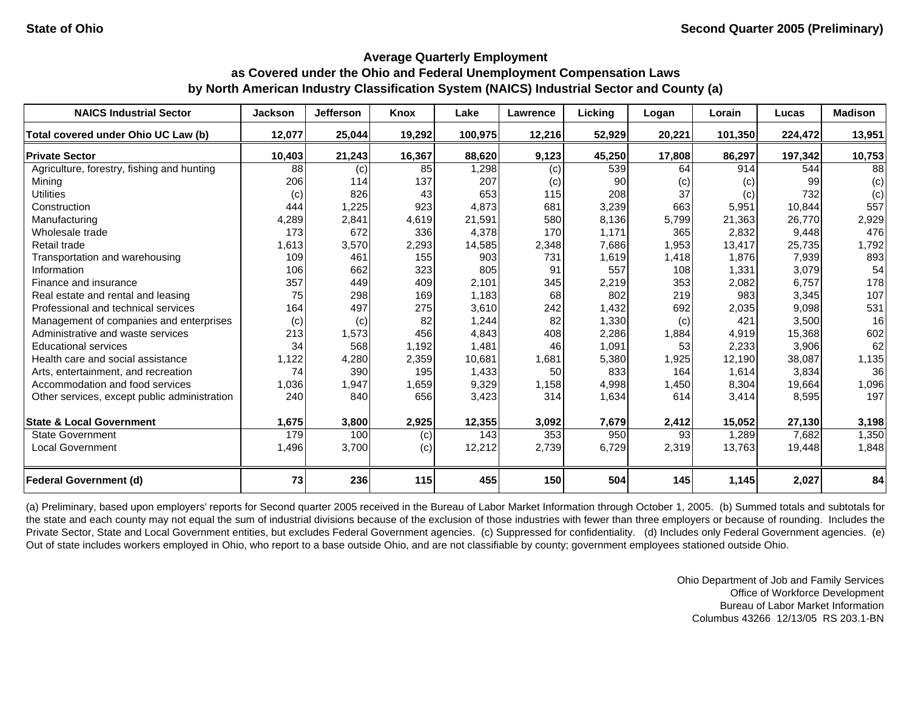State of Ohio

Second Quarter 2005 (Preliminary)

## Average Quarterly Employment as Covered under the Ohio and Federal Unemployment Compensation Laws by North American Industry Classification System (NAICS) Industrial Sector and County (a)

| NAICS Industrial Sector | Jackson | Jefferson | Knox | Lake | Lawrence | Licking | Logan | Lorain | Lucas | Madison |
|---|---|---|---|---|---|---|---|---|---|---|
| **Total covered under Ohio UC Law (b)** | **12,077** | **25,044** | **19,292** | **100,975** | **12,216** | **52,929** | **20,221** | **101,350** | **224,472** | **13,951** |
| **Private Sector** | **10,403** | **21,243** | **16,367** | **88,620** | **9,123** | **45,250** | **17,808** | **86,297** | **197,342** | **10,753** |
| Agriculture, forestry, fishing and hunting | 88 | (c) | 85 | 1,298 | (c) | 539 | 64 | 914 | 544 | 88 |
| Mining | 206 | 114 | 137 | 207 | (c) | 90 | (c) | (c) | 99 | (c) |
| Utilities | (c) | 826 | 43 | 653 | 115 | 208 | 37 | (c) | 732 | (c) |
| Construction | 444 | 1,225 | 923 | 4,873 | 681 | 3,239 | 663 | 5,951 | 10,844 | 557 |
| Manufacturing | 4,289 | 2,841 | 4,619 | 21,591 | 580 | 8,136 | 5,799 | 21,363 | 26,770 | 2,929 |
| Wholesale trade | 173 | 672 | 336 | 4,378 | 170 | 1,171 | 365 | 2,832 | 9,448 | 476 |
| Retail trade | 1,613 | 3,570 | 2,293 | 14,585 | 2,348 | 7,686 | 1,953 | 13,417 | 25,735 | 1,792 |
| Transportation and warehousing | 109 | 461 | 155 | 903 | 731 | 1,619 | 1,418 | 1,876 | 7,939 | 893 |
| Information | 106 | 662 | 323 | 805 | 91 | 557 | 108 | 1,331 | 3,079 | 54 |
| Finance and insurance | 357 | 449 | 409 | 2,101 | 345 | 2,219 | 353 | 2,082 | 6,757 | 178 |
| Real estate and rental and leasing | 75 | 298 | 169 | 1,183 | 68 | 802 | 219 | 983 | 3,345 | 107 |
| Professional and technical services | 164 | 497 | 275 | 3,610 | 242 | 1,432 | 692 | 2,035 | 9,098 | 531 |
| Management of companies and enterprises | (c) | (c) | 82 | 1,244 | 82 | 1,330 | (c) | 421 | 3,500 | 16 |
| Administrative and waste services | 213 | 1,573 | 456 | 4,843 | 408 | 2,286 | 1,884 | 4,919 | 15,368 | 602 |
| Educational services | 34 | 568 | 1,192 | 1,481 | 46 | 1,091 | 53 | 2,233 | 3,906 | 62 |
| Health care and social assistance | 1,122 | 4,280 | 2,359 | 10,681 | 1,681 | 5,380 | 1,925 | 12,190 | 38,087 | 1,135 |
| Arts, entertainment, and recreation | 74 | 390 | 195 | 1,433 | 50 | 833 | 164 | 1,614 | 3,834 | 36 |
| Accommodation and food services | 1,036 | 1,947 | 1,659 | 9,329 | 1,158 | 4,998 | 1,450 | 8,304 | 19,664 | 1,096 |
| Other services, except public administration | 240 | 840 | 656 | 3,423 | 314 | 1,634 | 614 | 3,414 | 8,595 | 197 |
| **State & Local Government** | **1,675** | **3,800** | **2,925** | **12,355** | **3,092** | **7,679** | **2,412** | **15,052** | **27,130** | **3,198** |
| State Government | 179 | 100 | (c) | 143 | 353 | 950 | 93 | 1,289 | 7,682 | 1,350 |
| Local Government | 1,496 | 3,700 | (c) | 12,212 | 2,739 | 6,729 | 2,319 | 13,763 | 19,448 | 1,848 |
| **Federal Government (d)** | **73** | **236** | **115** | **455** | **150** | **504** | **145** | **1,145** | **2,027** | **84** |

(a) Preliminary, based upon employers' reports for Second quarter 2005 received in the Bureau of Labor Market Information through October 1, 2005. (b) Summed totals and subtotals for the state and each county may not equal the sum of industrial divisions because of the exclusion of those industries with fewer than three employers or because of rounding. Includes the Private Sector, State and Local Government entities, but excludes Federal Government agencies. (c) Suppressed for confidentiality. (d) Includes only Federal Government agencies. (e) Out of state includes workers employed in Ohio, who report to a base outside Ohio, and are not classifiable by county; government employees stationed outside Ohio.

Ohio Department of Job and Family Services
Office of Workforce Development
Bureau of Labor Market Information
Columbus 43266 12/13/05 RS 203.1-BN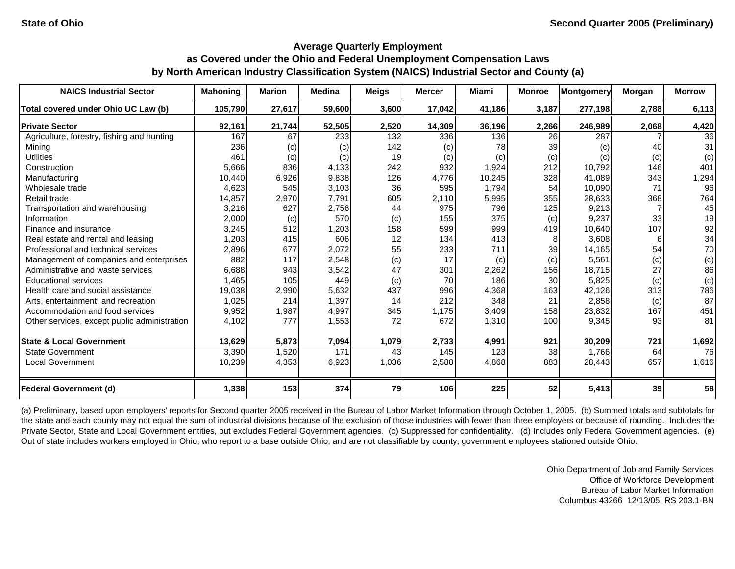State of Ohio

Second Quarter 2005 (Preliminary)

## Average Quarterly Employment as Covered under the Ohio and Federal Unemployment Compensation Laws by North American Industry Classification System (NAICS) Industrial Sector and County (a)

| NAICS Industrial Sector | Mahoning | Marion | Medina | Meigs | Mercer | Miami | Monroe | Montgomery | Morgan | Morrow |
|---|---|---|---|---|---|---|---|---|---|---|
| **Total covered under Ohio UC Law (b)** | **105,790** | **27,617** | **59,600** | **3,600** | **17,042** | **41,186** | **3,187** | **277,198** | **2,788** | **6,113** |
| **Private Sector** | **92,161** | **21,744** | **52,505** | **2,520** | **14,309** | **36,196** | **2,266** | **246,989** | **2,068** | **4,420** |
| Agriculture, forestry, fishing and hunting | 167 | 67 | 233 | 132 | 336 | 136 | 26 | 287 | 7 | 36 |
| Mining | 236 | (c) | (c) | 142 | (c) | 78 | 39 | (c) | 40 | 31 |
| Utilities | 461 | (c) | (c) | 19 | (c) | (c) | (c) | (c) | (c) | (c) |
| Construction | 5,666 | 836 | 4,133 | 242 | 932 | 1,924 | 212 | 10,792 | 146 | 401 |
| Manufacturing | 10,440 | 6,926 | 9,838 | 126 | 4,776 | 10,245 | 328 | 41,089 | 343 | 1,294 |
| Wholesale trade | 4,623 | 545 | 3,103 | 36 | 595 | 1,794 | 54 | 10,090 | 71 | 96 |
| Retail trade | 14,857 | 2,970 | 7,791 | 605 | 2,110 | 5,995 | 355 | 28,633 | 368 | 764 |
| Transportation and warehousing | 3,216 | 627 | 2,756 | 44 | 975 | 796 | 125 | 9,213 | 7 | 45 |
| Information | 2,000 | (c) | 570 | (c) | 155 | 375 | (c) | 9,237 | 33 | 19 |
| Finance and insurance | 3,245 | 512 | 1,203 | 158 | 599 | 999 | 419 | 10,640 | 107 | 92 |
| Real estate and rental and leasing | 1,203 | 415 | 606 | 12 | 134 | 413 | 8 | 3,608 | 6 | 34 |
| Professional and technical services | 2,896 | 677 | 2,072 | 55 | 233 | 711 | 39 | 14,165 | 54 | 70 |
| Management of companies and enterprises | 882 | 117 | 2,548 | (c) | 17 | (c) | (c) | 5,561 | (c) | (c) |
| Administrative and waste services | 6,688 | 943 | 3,542 | 47 | 301 | 2,262 | 156 | 18,715 | 27 | 86 |
| Educational services | 1,465 | 105 | 449 | (c) | 70 | 186 | 30 | 5,825 | (c) | (c) |
| Health care and social assistance | 19,038 | 2,990 | 5,632 | 437 | 996 | 4,368 | 163 | 42,126 | 313 | 786 |
| Arts, entertainment, and recreation | 1,025 | 214 | 1,397 | 14 | 212 | 348 | 21 | 2,858 | (c) | 87 |
| Accommodation and food services | 9,952 | 1,987 | 4,997 | 345 | 1,175 | 3,409 | 158 | 23,832 | 167 | 451 |
| Other services, except public administration | 4,102 | 777 | 1,553 | 72 | 672 | 1,310 | 100 | 9,345 | 93 | 81 |
| **State & Local Government** | **13,629** | **5,873** | **7,094** | **1,079** | **2,733** | **4,991** | **921** | **30,209** | **721** | **1,692** |
| State Government | 3,390 | 1,520 | 171 | 43 | 145 | 123 | 38 | 1,766 | 64 | 76 |
| Local Government | 10,239 | 4,353 | 6,923 | 1,036 | 2,588 | 4,868 | 883 | 28,443 | 657 | 1,616 |
| **Federal Government (d)** | **1,338** | **153** | **374** | **79** | **106** | **225** | **52** | **5,413** | **39** | **58** |

(a) Preliminary, based upon employers' reports for Second quarter 2005 received in the Bureau of Labor Market Information through October 1, 2005. (b) Summed totals and subtotals for the state and each county may not equal the sum of industrial divisions because of the exclusion of those industries with fewer than three employers or because of rounding. Includes the Private Sector, State and Local Government entities, but excludes Federal Government agencies. (c) Suppressed for confidentiality. (d) Includes only Federal Government agencies. (e) Out of state includes workers employed in Ohio, who report to a base outside Ohio, and are not classifiable by county; government employees stationed outside Ohio.

Ohio Department of Job and Family Services
Office of Workforce Development
Bureau of Labor Market Information
Columbus 43266 12/13/05 RS 203.1-BN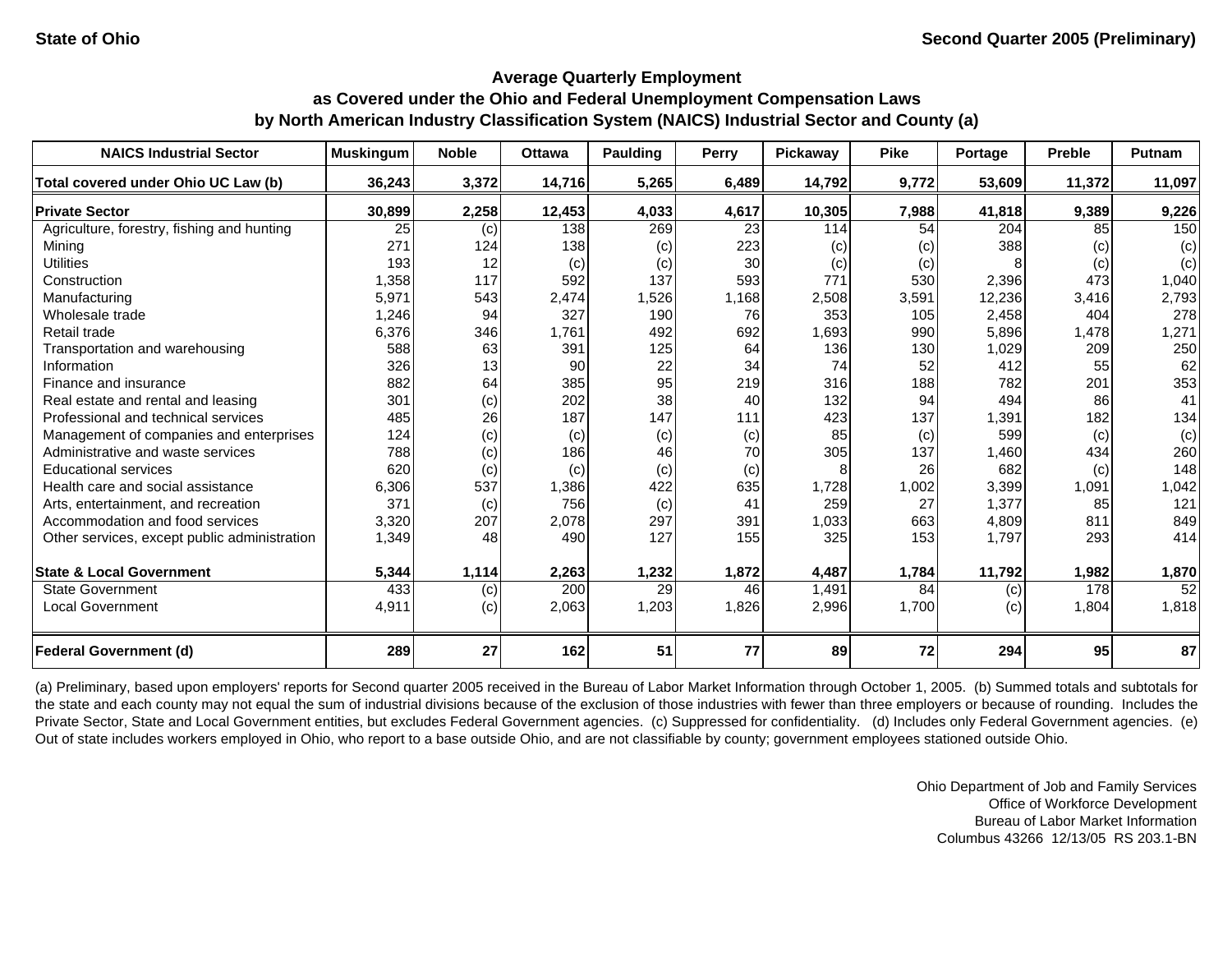State of Ohio

Second Quarter 2005 (Preliminary)

**Average Quarterly Employment**
**as Covered under the Ohio and Federal Unemployment Compensation Laws**
**by North American Industry Classification System (NAICS) Industrial Sector and County (a)**

| NAICS Industrial Sector | Muskingum | Noble | Ottawa | Paulding | Perry | Pickaway | Pike | Portage | Preble | Putnam |
|---|---|---|---|---|---|---|---|---|---|---|
| **Total covered under Ohio UC Law (b)** | **36,243** | **3,372** | **14,716** | **5,265** | **6,489** | **14,792** | **9,772** | **53,609** | **11,372** | **11,097** |
| **Private Sector** | **30,899** | **2,258** | **12,453** | **4,033** | **4,617** | **10,305** | **7,988** | **41,818** | **9,389** | **9,226** |
| Agriculture, forestry, fishing and hunting | 25 | (c) | 138 | 269 | 23 | 114 | 54 | 204 | 85 | 150 |
| Mining | 271 | 124 | 138 | (c) | 223 | (c) | (c) | 388 | (c) | (c) |
| Utilities | 193 | 12 | (c) | (c) | 30 | (c) | (c) | 8 | (c) | (c) |
| Construction | 1,358 | 117 | 592 | 137 | 593 | 771 | 530 | 2,396 | 473 | 1,040 |
| Manufacturing | 5,971 | 543 | 2,474 | 1,526 | 1,168 | 2,508 | 3,591 | 12,236 | 3,416 | 2,793 |
| Wholesale trade | 1,246 | 94 | 327 | 190 | 76 | 353 | 105 | 2,458 | 404 | 278 |
| Retail trade | 6,376 | 346 | 1,761 | 492 | 692 | 1,693 | 990 | 5,896 | 1,478 | 1,271 |
| Transportation and warehousing | 588 | 63 | 391 | 125 | 64 | 136 | 130 | 1,029 | 209 | 250 |
| Information | 326 | 13 | 90 | 22 | 34 | 74 | 52 | 412 | 55 | 62 |
| Finance and insurance | 882 | 64 | 385 | 95 | 219 | 316 | 188 | 782 | 201 | 353 |
| Real estate and rental and leasing | 301 | (c) | 202 | 38 | 40 | 132 | 94 | 494 | 86 | 41 |
| Professional and technical services | 485 | 26 | 187 | 147 | 111 | 423 | 137 | 1,391 | 182 | 134 |
| Management of companies and enterprises | 124 | (c) | (c) | (c) | (c) | 85 | (c) | 599 | (c) | (c) |
| Administrative and waste services | 788 | (c) | 186 | 46 | 70 | 305 | 137 | 1,460 | 434 | 260 |
| Educational services | 620 | (c) | (c) | (c) | (c) | 8 | 26 | 682 | (c) | 148 |
| Health care and social assistance | 6,306 | 537 | 1,386 | 422 | 635 | 1,728 | 1,002 | 3,399 | 1,091 | 1,042 |
| Arts, entertainment, and recreation | 371 | (c) | 756 | (c) | 41 | 259 | 27 | 1,377 | 85 | 121 |
| Accommodation and food services | 3,320 | 207 | 2,078 | 297 | 391 | 1,033 | 663 | 4,809 | 811 | 849 |
| Other services, except public administration | 1,349 | 48 | 490 | 127 | 155 | 325 | 153 | 1,797 | 293 | 414 |
| **State & Local Government** | **5,344** | **1,114** | **2,263** | **1,232** | **1,872** | **4,487** | **1,784** | **11,792** | **1,982** | **1,870** |
| State Government | 433 | (c) | 200 | 29 | 46 | 1,491 | 84 | (c) | 178 | 52 |
| Local Government | 4,911 | (c) | 2,063 | 1,203 | 1,826 | 2,996 | 1,700 | (c) | 1,804 | 1,818 |
| **Federal Government (d)** | **289** | **27** | **162** | **51** | **77** | **89** | **72** | **294** | **95** | **87** |

(a) Preliminary, based upon employers' reports for Second quarter 2005 received in the Bureau of Labor Market Information through October 1, 2005. (b) Summed totals and subtotals for the state and each county may not equal the sum of industrial divisions because of the exclusion of those industries with fewer than three employers or because of rounding. Includes the Private Sector, State and Local Government entities, but excludes Federal Government agencies. (c) Suppressed for confidentiality. (d) Includes only Federal Government agencies. (e) Out of state includes workers employed in Ohio, who report to a base outside Ohio, and are not classifiable by county; government employees stationed outside Ohio.

Ohio Department of Job and Family Services
Office of Workforce Development
Bureau of Labor Market Information
Columbus 43266 12/13/05 RS 203.1-BN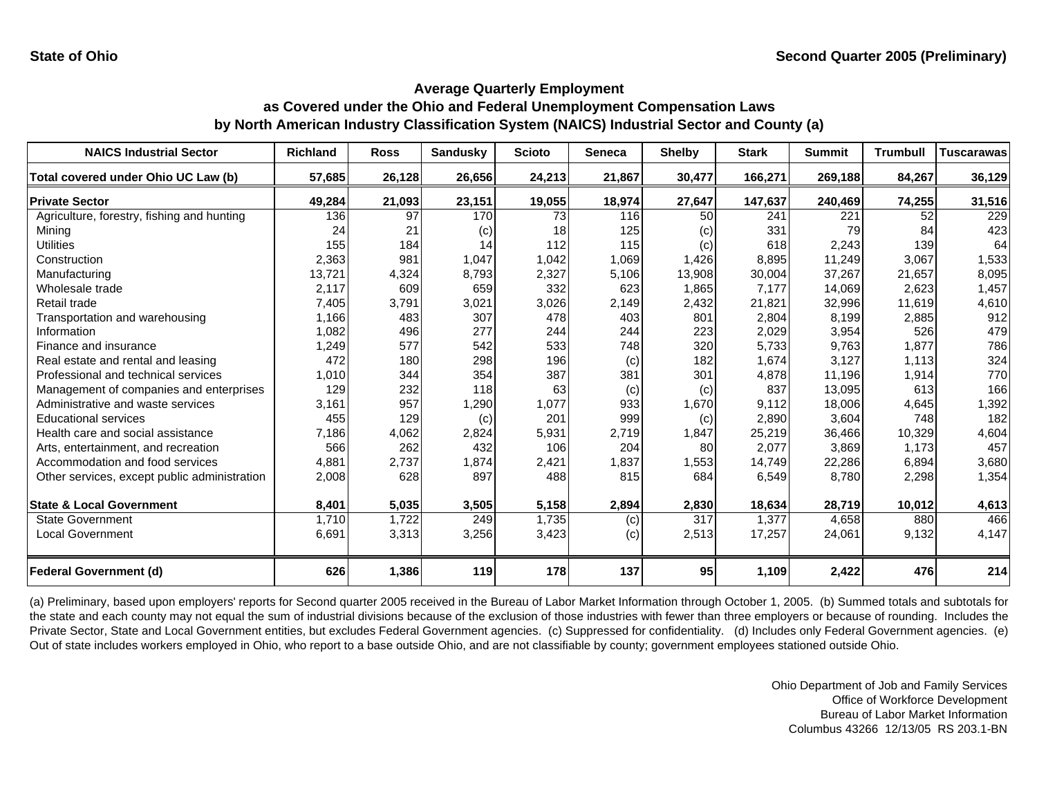State of Ohio

Second Quarter 2005 (Preliminary)

# Average Quarterly Employment as Covered under the Ohio and Federal Unemployment Compensation Laws by North American Industry Classification System (NAICS) Industrial Sector and County (a)

| NAICS Industrial Sector | Richland | Ross | Sandusky | Scioto | Seneca | Shelby | Stark | Summit | Trumbull | Tuscarawas |
|---|---|---|---|---|---|---|---|---|---|---|
| **Total covered under Ohio UC Law (b)** | **57,685** | **26,128** | **26,656** | **24,213** | **21,867** | **30,477** | **166,271** | **269,188** | **84,267** | **36,129** |
| **Private Sector** | **49,284** | **21,093** | **23,151** | **19,055** | **18,974** | **27,647** | **147,637** | **240,469** | **74,255** | **31,516** |
| Agriculture, forestry, fishing and hunting | 136 | 97 | 170 | 73 | 116 | 50 | 241 | 221 | 52 | 229 |
| Mining | 24 | 21 | (c) | 18 | 125 | (c) | 331 | 79 | 84 | 423 |
| Utilities | 155 | 184 | 14 | 112 | 115 | (c) | 618 | 2,243 | 139 | 64 |
| Construction | 2,363 | 981 | 1,047 | 1,042 | 1,069 | 1,426 | 8,895 | 11,249 | 3,067 | 1,533 |
| Manufacturing | 13,721 | 4,324 | 8,793 | 2,327 | 5,106 | 13,908 | 30,004 | 37,267 | 21,657 | 8,095 |
| Wholesale trade | 2,117 | 609 | 659 | 332 | 623 | 1,865 | 7,177 | 14,069 | 2,623 | 1,457 |
| Retail trade | 7,405 | 3,791 | 3,021 | 3,026 | 2,149 | 2,432 | 21,821 | 32,996 | 11,619 | 4,610 |
| Transportation and warehousing | 1,166 | 483 | 307 | 478 | 403 | 801 | 2,804 | 8,199 | 2,885 | 912 |
| Information | 1,082 | 496 | 277 | 244 | 244 | 223 | 2,029 | 3,954 | 526 | 479 |
| Finance and insurance | 1,249 | 577 | 542 | 533 | 748 | 320 | 5,733 | 9,763 | 1,877 | 786 |
| Real estate and rental and leasing | 472 | 180 | 298 | 196 | (c) | 182 | 1,674 | 3,127 | 1,113 | 324 |
| Professional and technical services | 1,010 | 344 | 354 | 387 | 381 | 301 | 4,878 | 11,196 | 1,914 | 770 |
| Management of companies and enterprises | 129 | 232 | 118 | 63 | (c) | (c) | 837 | 13,095 | 613 | 166 |
| Administrative and waste services | 3,161 | 957 | 1,290 | 1,077 | 933 | 1,670 | 9,112 | 18,006 | 4,645 | 1,392 |
| Educational services | 455 | 129 | (c) | 201 | 999 | (c) | 2,890 | 3,604 | 748 | 182 |
| Health care and social assistance | 7,186 | 4,062 | 2,824 | 5,931 | 2,719 | 1,847 | 25,219 | 36,466 | 10,329 | 4,604 |
| Arts, entertainment, and recreation | 566 | 262 | 432 | 106 | 204 | 80 | 2,077 | 3,869 | 1,173 | 457 |
| Accommodation and food services | 4,881 | 2,737 | 1,874 | 2,421 | 1,837 | 1,553 | 14,749 | 22,286 | 6,894 | 3,680 |
| Other services, except public administration | 2,008 | 628 | 897 | 488 | 815 | 684 | 6,549 | 8,780 | 2,298 | 1,354 |
| **State & Local Government** | **8,401** | **5,035** | **3,505** | **5,158** | **2,894** | **2,830** | **18,634** | **28,719** | **10,012** | **4,613** |
| State Government | 1,710 | 1,722 | 249 | 1,735 | (c) | 317 | 1,377 | 4,658 | 880 | 466 |
| Local Government | 6,691 | 3,313 | 3,256 | 3,423 | (c) | 2,513 | 17,257 | 24,061 | 9,132 | 4,147 |
| **Federal Government (d)** | **626** | **1,386** | **119** | **178** | **137** | **95** | **1,109** | **2,422** | **476** | **214** |

(a) Preliminary, based upon employers' reports for Second quarter 2005 received in the Bureau of Labor Market Information through October 1, 2005. (b) Summed totals and subtotals for the state and each county may not equal the sum of industrial divisions because of the exclusion of those industries with fewer than three employers or because of rounding. Includes the Private Sector, State and Local Government entities, but excludes Federal Government agencies. (c) Suppressed for confidentiality. (d) Includes only Federal Government agencies. (e) Out of state includes workers employed in Ohio, who report to a base outside Ohio, and are not classifiable by county; government employees stationed outside Ohio.

Ohio Department of Job and Family Services
Office of Workforce Development
Bureau of Labor Market Information
Columbus 43266 12/13/05 RS 203.1-BN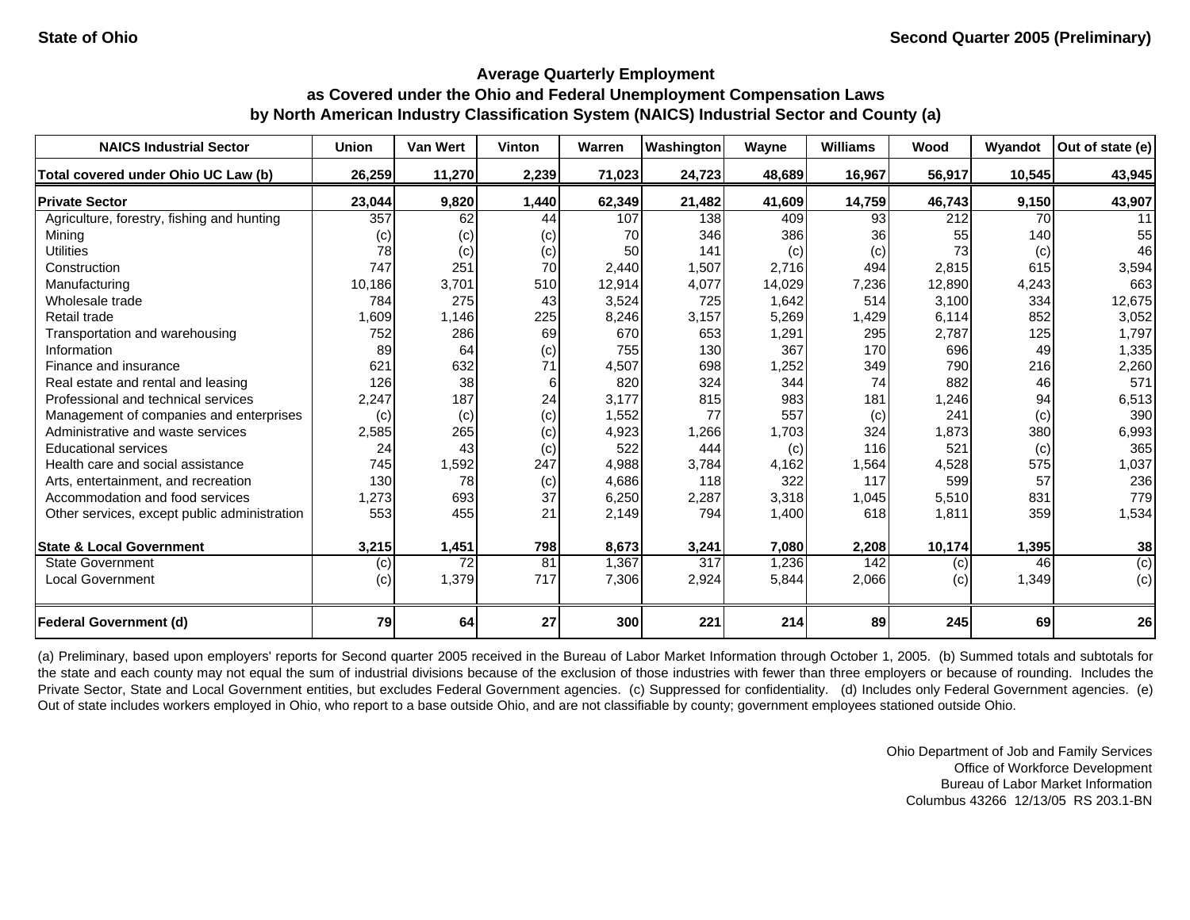State of Ohio

Second Quarter 2005 (Preliminary)

## Average Quarterly Employment as Covered under the Ohio and Federal Unemployment Compensation Laws by North American Industry Classification System (NAICS) Industrial Sector and County (a)

| NAICS Industrial Sector | Union | Van Wert | Vinton | Warren | Washington | Wayne | Williams | Wood | Wyandot | Out of state (e) |
|---|---|---|---|---|---|---|---|---|---|---|
| **Total covered under Ohio UC Law (b)** | **26,259** | **11,270** | **2,239** | **71,023** | **24,723** | **48,689** | **16,967** | **56,917** | **10,545** | **43,945** |
| **Private Sector** | **23,044** | **9,820** | **1,440** | **62,349** | **21,482** | **41,609** | **14,759** | **46,743** | **9,150** | **43,907** |
| Agriculture, forestry, fishing and hunting | 357 | 62 | 44 | 107 | 138 | 409 | 93 | 212 | 70 | 11 |
| Mining | (c) | (c) | (c) | 70 | 346 | 386 | 36 | 55 | 140 | 55 |
| Utilities | 78 | (c) | (c) | 50 | 141 | (c) | (c) | 73 | (c) | 46 |
| Construction | 747 | 251 | 70 | 2,440 | 1,507 | 2,716 | 494 | 2,815 | 615 | 3,594 |
| Manufacturing | 10,186 | 3,701 | 510 | 12,914 | 4,077 | 14,029 | 7,236 | 12,890 | 4,243 | 663 |
| Wholesale trade | 784 | 275 | 43 | 3,524 | 725 | 1,642 | 514 | 3,100 | 334 | 12,675 |
| Retail trade | 1,609 | 1,146 | 225 | 8,246 | 3,157 | 5,269 | 1,429 | 6,114 | 852 | 3,052 |
| Transportation and warehousing | 752 | 286 | 69 | 670 | 653 | 1,291 | 295 | 2,787 | 125 | 1,797 |
| Information | 89 | 64 | (c) | 755 | 130 | 367 | 170 | 696 | 49 | 1,335 |
| Finance and insurance | 621 | 632 | 71 | 4,507 | 698 | 1,252 | 349 | 790 | 216 | 2,260 |
| Real estate and rental and leasing | 126 | 38 | 6 | 820 | 324 | 344 | 74 | 882 | 46 | 571 |
| Professional and technical services | 2,247 | 187 | 24 | 3,177 | 815 | 983 | 181 | 1,246 | 94 | 6,513 |
| Management of companies and enterprises | (c) | (c) | (c) | 1,552 | 77 | 557 | (c) | 241 | (c) | 390 |
| Administrative and waste services | 2,585 | 265 | (c) | 4,923 | 1,266 | 1,703 | 324 | 1,873 | 380 | 6,993 |
| Educational services | 24 | 43 | (c) | 522 | 444 | (c) | 116 | 521 | (c) | 365 |
| Health care and social assistance | 745 | 1,592 | 247 | 4,988 | 3,784 | 4,162 | 1,564 | 4,528 | 575 | 1,037 |
| Arts, entertainment, and recreation | 130 | 78 | (c) | 4,686 | 118 | 322 | 117 | 599 | 57 | 236 |
| Accommodation and food services | 1,273 | 693 | 37 | 6,250 | 2,287 | 3,318 | 1,045 | 5,510 | 831 | 779 |
| Other services, except public administration | 553 | 455 | 21 | 2,149 | 794 | 1,400 | 618 | 1,811 | 359 | 1,534 |
| **State & Local Government** | **3,215** | **1,451** | **798** | **8,673** | **3,241** | **7,080** | **2,208** | **10,174** | **1,395** | **38** |
| State Government | (c) | 72 | 81 | 1,367 | 317 | 1,236 | 142 | (c) | 46 | (c) |
| Local Government | (c) | 1,379 | 717 | 7,306 | 2,924 | 5,844 | 2,066 | (c) | 1,349 | (c) |
| **Federal Government (d)** | **79** | **64** | **27** | **300** | **221** | **214** | **89** | **245** | **69** | **26** |

(a) Preliminary, based upon employers' reports for Second quarter 2005 received in the Bureau of Labor Market Information through October 1, 2005. (b) Summed totals and subtotals for the state and each county may not equal the sum of industrial divisions because of the exclusion of those industries with fewer than three employers or because of rounding. Includes the Private Sector, State and Local Government entities, but excludes Federal Government agencies. (c) Suppressed for confidentiality. (d) Includes only Federal Government agencies. (e) Out of state includes workers employed in Ohio, who report to a base outside Ohio, and are not classifiable by county; government employees stationed outside Ohio.

Ohio Department of Job and Family Services
Office of Workforce Development
Bureau of Labor Market Information
Columbus 43266 12/13/05 RS 203.1-BN